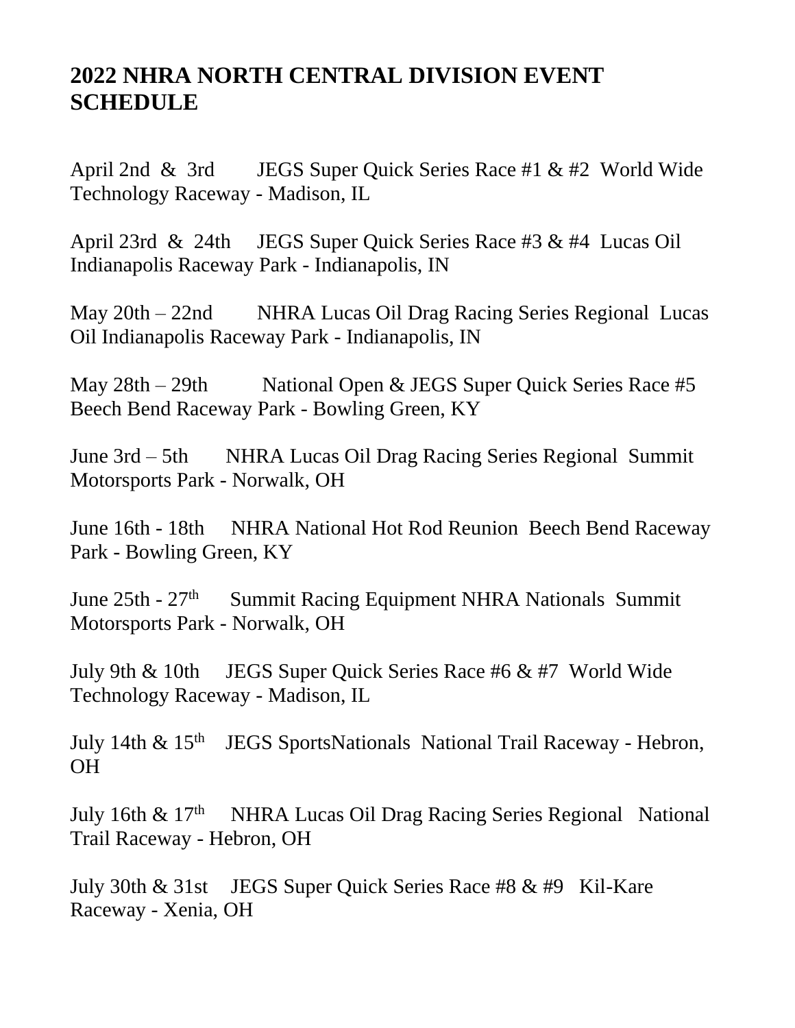# 2022 NHRA NORTH CENTRAL DIVISION EVENT SCHEDULE

April 2nd & 3rd JEGS Super Quick Series Race #1 & #2 World Wide Technology Raceway - Madison, IL

April 23rd & 24th JEGS Super Quick Series Race #3 & #4 Lucas Oil Indianapolis Raceway Park - Indianapolis, IN

May 20th – 22nd NHRA Lucas Oil Drag Racing Series Regional Lucas Oil Indianapolis Raceway Park - Indianapolis, IN

May 28th – 29th National Open & JEGS Super Quick Series Race #5 Beech Bend Raceway Park - Bowling Green, KY

June 3rd – 5th NHRA Lucas Oil Drag Racing Series Regional Summit Motorsports Park - Norwalk, OH

June 16th - 18th NHRA National Hot Rod Reunion Beech Bend Raceway Park - Bowling Green, KY

June 25th - 27th Summit Racing Equipment NHRA Nationals Summit Motorsports Park - Norwalk, OH

July 9th & 10th JEGS Super Quick Series Race #6 & #7 World Wide Technology Raceway - Madison, IL

July 14th & 15th JEGS SportsNationals National Trail Raceway - Hebron, OH

July 16th & 17th NHRA Lucas Oil Drag Racing Series Regional National Trail Raceway - Hebron, OH

July 30th & 31st JEGS Super Quick Series Race #8 & #9 Kil-Kare Raceway - Xenia, OH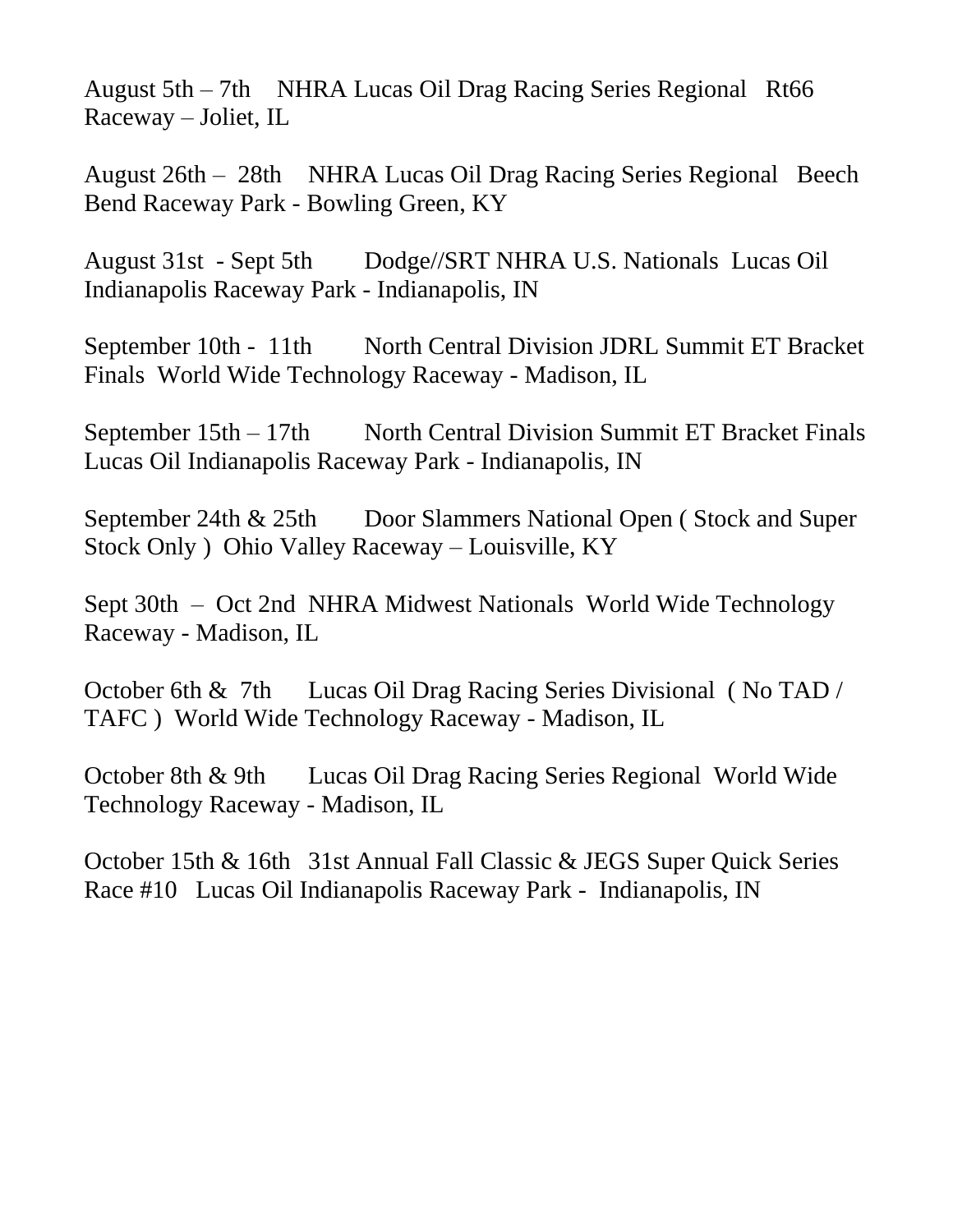August 5th – 7th NHRA Lucas Oil Drag Racing Series Regional Rt66 Raceway – Joliet, IL

August 26th – 28th NHRA Lucas Oil Drag Racing Series Regional Beech Bend Raceway Park - Bowling Green, KY

August 31st - Sept 5th Dodge//SRT NHRA U.S. Nationals Lucas Oil Indianapolis Raceway Park - Indianapolis, IN

September 10th - 11th North Central Division JDRL Summit ET Bracket Finals World Wide Technology Raceway - Madison, IL

September 15th – 17th North Central Division Summit ET Bracket Finals Lucas Oil Indianapolis Raceway Park - Indianapolis, IN

September 24th & 25th Door Slammers National Open ( Stock and Super Stock Only ) Ohio Valley Raceway – Louisville, KY

Sept 30th – Oct 2nd NHRA Midwest Nationals World Wide Technology Raceway - Madison, IL

October 6th & 7th Lucas Oil Drag Racing Series Divisional ( No TAD / TAFC ) World Wide Technology Raceway - Madison, IL

October 8th & 9th Lucas Oil Drag Racing Series Regional World Wide Technology Raceway - Madison, IL

October 15th & 16th 31st Annual Fall Classic & JEGS Super Quick Series Race #10 Lucas Oil Indianapolis Raceway Park - Indianapolis, IN